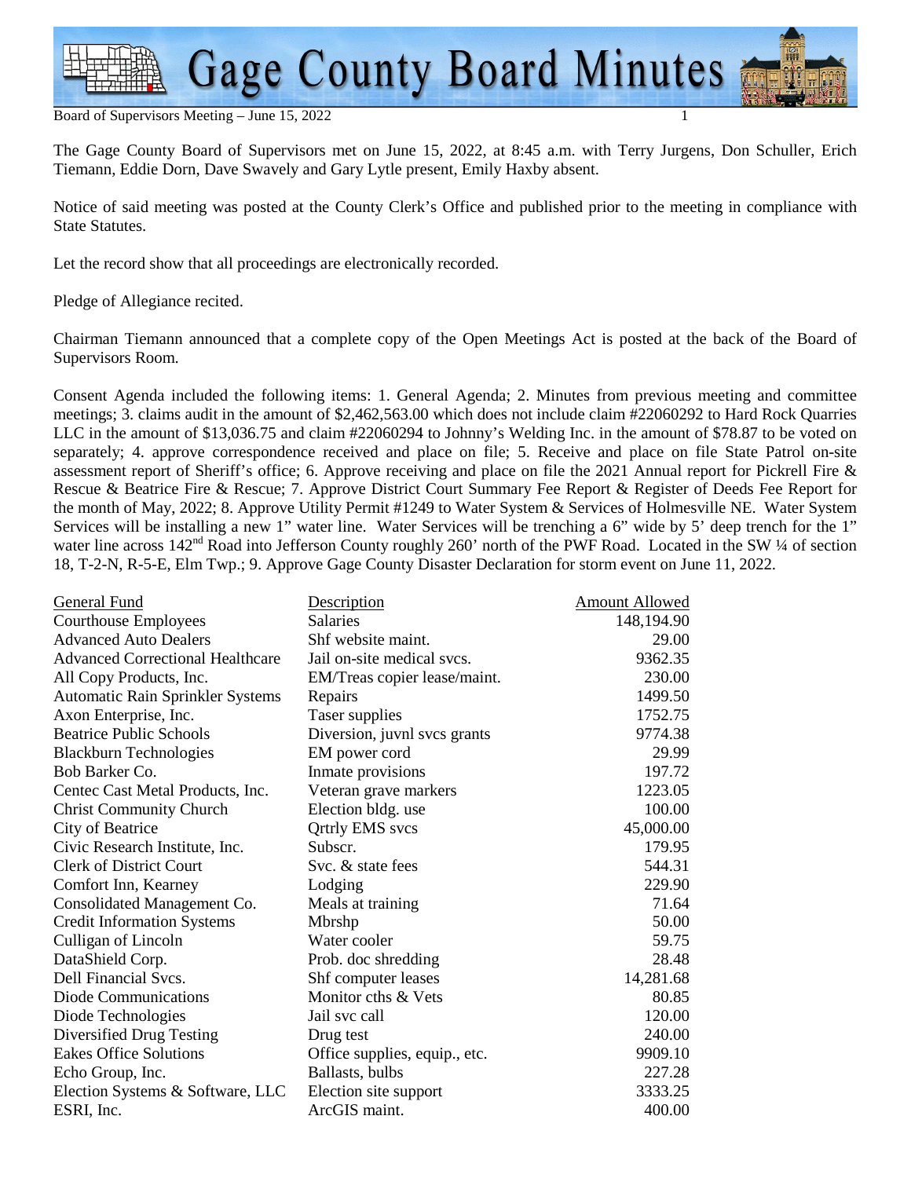# Gage County Board Minutes

Board of Supervisors Meeting – June 15, 2022

The Gage County Board of Supervisors met on June 15, 2022, at 8:45 a.m. with Terry Jurgens, Don Schuller, Erich Tiemann, Eddie Dorn, Dave Swavely and Gary Lytle present, Emily Haxby absent.

Notice of said meeting was posted at the County Clerk's Office and published prior to the meeting in compliance with State Statutes.

Let the record show that all proceedings are electronically recorded.

Pledge of Allegiance recited.

Chairman Tiemann announced that a complete copy of the Open Meetings Act is posted at the back of the Board of Supervisors Room.

Consent Agenda included the following items: 1. General Agenda; 2. Minutes from previous meeting and committee meetings; 3. claims audit in the amount of $2,462,563.00 which does not include claim #22060292 to Hard Rock Quarries LLC in the amount of $13,036.75 and claim #22060294 to Johnny's Welding Inc. in the amount of $78.87 to be voted on separately; 4. approve correspondence received and place on file; 5. Receive and place on file State Patrol on-site assessment report of Sheriff's office; 6. Approve receiving and place on file the 2021 Annual report for Pickrell Fire & Rescue & Beatrice Fire & Rescue; 7. Approve District Court Summary Fee Report & Register of Deeds Fee Report for the month of May, 2022; 8. Approve Utility Permit #1249 to Water System & Services of Holmesville NE. Water System Services will be installing a new 1" water line. Water Services will be trenching a 6" wide by 5' deep trench for the 1" water line across 142nd Road into Jefferson County roughly 260' north of the PWF Road. Located in the SW ¼ of section 18, T-2-N, R-5-E, Elm Twp.; 9. Approve Gage County Disaster Declaration for storm event on June 11, 2022.

| General Fund | Description | Amount Allowed |
|---|---|---:|
| Courthouse Employees | Salaries | 148,194.90 |
| Advanced Auto Dealers | Shf website maint. | 29.00 |
| Advanced Correctional Healthcare | Jail on-site medical svcs. | 9362.35 |
| All Copy Products, Inc. | EM/Treas copier lease/maint. | 230.00 |
| Automatic Rain Sprinkler Systems | Repairs | 1499.50 |
| Axon Enterprise, Inc. | Taser supplies | 1752.75 |
| Beatrice Public Schools | Diversion, juvnl svcs grants | 9774.38 |
| Blackburn Technologies | EM power cord | 29.99 |
| Bob Barker Co. | Inmate provisions | 197.72 |
| Centec Cast Metal Products, Inc. | Veteran grave markers | 1223.05 |
| Christ Community Church | Election bldg. use | 100.00 |
| City of Beatrice | Qrtrly EMS svcs | 45,000.00 |
| Civic Research Institute, Inc. | Subscr. | 179.95 |
| Clerk of District Court | Svc. & state fees | 544.31 |
| Comfort Inn, Kearney | Lodging | 229.90 |
| Consolidated Management Co. | Meals at training | 71.64 |
| Credit Information Systems | Mbrshp | 50.00 |
| Culligan of Lincoln | Water cooler | 59.75 |
| DataShield Corp. | Prob. doc shredding | 28.48 |
| Dell Financial Svcs. | Shf computer leases | 14,281.68 |
| Diode Communications | Monitor cths & Vets | 80.85 |
| Diode Technologies | Jail svc call | 120.00 |
| Diversified Drug Testing | Drug test | 240.00 |
| Eakes Office Solutions | Office supplies, equip., etc. | 9909.10 |
| Echo Group, Inc. | Ballasts, bulbs | 227.28 |
| Election Systems & Software, LLC | Election site support | 3333.25 |
| ESRI, Inc. | ArcGIS maint. | 400.00 |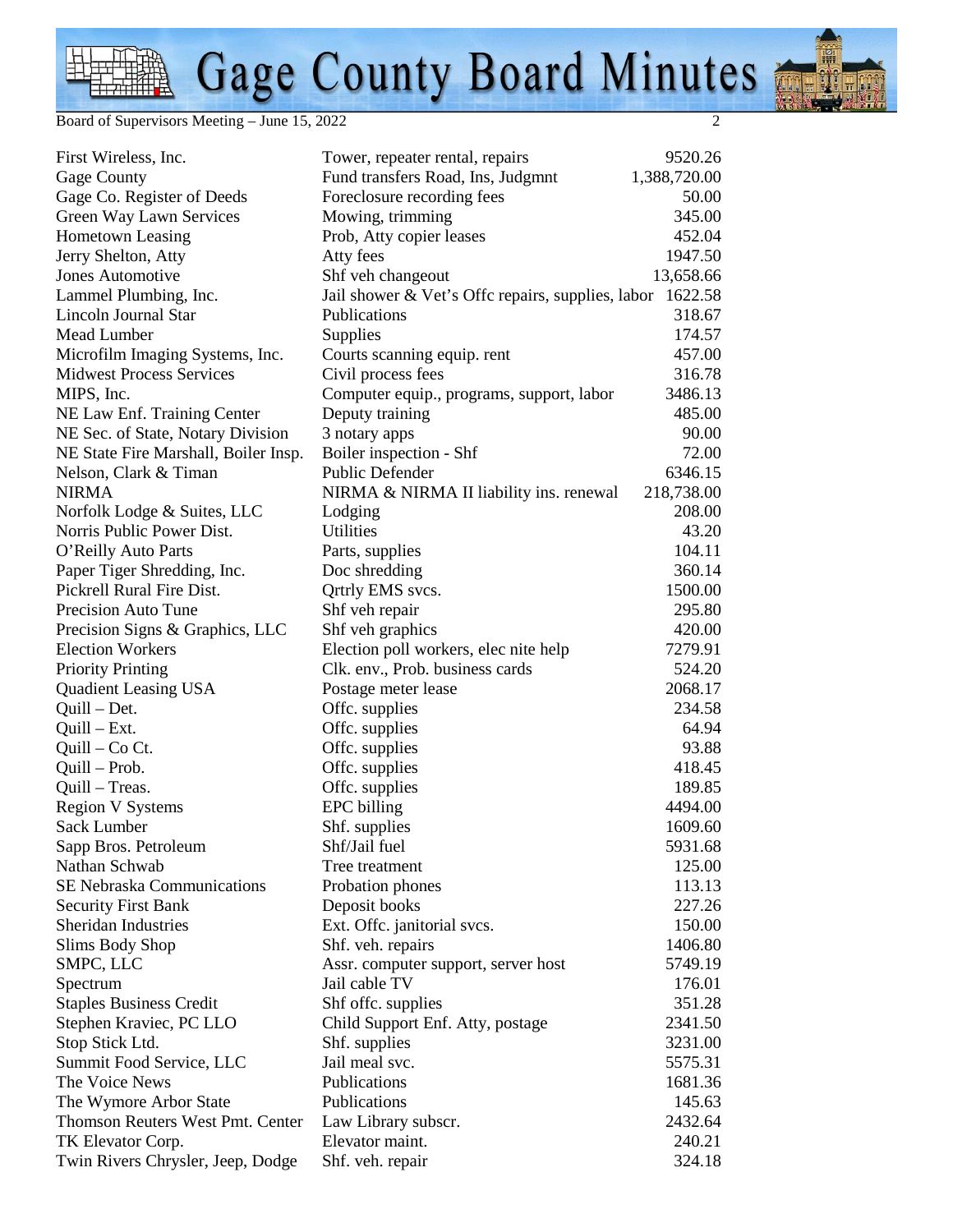| | | |
|---|---|---|
| First Wireless, Inc. | Tower, repeater rental, repairs | 9520.26 |
| Gage County | Fund transfers Road, Ins, Judgmnt | 1,388,720.00 |
| Gage Co. Register of Deeds | Foreclosure recording fees | 50.00 |
| Green Way Lawn Services | Mowing, trimming | 345.00 |
| Hometown Leasing | Prob, Atty copier leases | 452.04 |
| Jerry Shelton, Atty | Atty fees | 1947.50 |
| Jones Automotive | Shf veh changeout | 13,658.66 |
| Lammel Plumbing, Inc. | Jail shower & Vet's Offc repairs, supplies, labor | 1622.58 |
| Lincoln Journal Star | Publications | 318.67 |
| Mead Lumber | Supplies | 174.57 |
| Microfilm Imaging Systems, Inc. | Courts scanning equip. rent | 457.00 |
| Midwest Process Services | Civil process fees | 316.78 |
| MIPS, Inc. | Computer equip., programs, support, labor | 3486.13 |
| NE Law Enf. Training Center | Deputy training | 485.00 |
| NE Sec. of State, Notary Division | 3 notary apps | 90.00 |
| NE State Fire Marshall, Boiler Insp. | Boiler inspection - Shf | 72.00 |
| Nelson, Clark & Timan | Public Defender | 6346.15 |
| NIRMA | NIRMA & NIRMA II liability ins. renewal | 218,738.00 |
| Norfolk Lodge & Suites, LLC | Lodging | 208.00 |
| Norris Public Power Dist. | Utilities | 43.20 |
| O'Reilly Auto Parts | Parts, supplies | 104.11 |
| Paper Tiger Shredding, Inc. | Doc shredding | 360.14 |
| Pickrell Rural Fire Dist. | Qrtrly EMS svcs. | 1500.00 |
| Precision Auto Tune | Shf veh repair | 295.80 |
| Precision Signs & Graphics, LLC | Shf veh graphics | 420.00 |
| Election Workers | Election poll workers, elec nite help | 7279.91 |
| Priority Printing | Clk. env., Prob. business cards | 524.20 |
| Quadient Leasing USA | Postage meter lease | 2068.17 |
| Quill – Det. | Offc. supplies | 234.58 |
| Quill – Ext. | Offc. supplies | 64.94 |
| Quill – Co Ct. | Offc. supplies | 93.88 |
| Quill – Prob. | Offc. supplies | 418.45 |
| Quill – Treas. | Offc. supplies | 189.85 |
| Region V Systems | EPC billing | 4494.00 |
| Sack Lumber | Shf. supplies | 1609.60 |
| Sapp Bros. Petroleum | Shf/Jail fuel | 5931.68 |
| Nathan Schwab | Tree treatment | 125.00 |
| SE Nebraska Communications | Probation phones | 113.13 |
| Security First Bank | Deposit books | 227.26 |
| Sheridan Industries | Ext. Offc. janitorial svcs. | 150.00 |
| Slims Body Shop | Shf. veh. repairs | 1406.80 |
| SMPC, LLC | Assr. computer support, server host | 5749.19 |
| Spectrum | Jail cable TV | 176.01 |
| Staples Business Credit | Shf offc. supplies | 351.28 |
| Stephen Kraviec, PC LLO | Child Support Enf. Atty, postage | 2341.50 |
| Stop Stick Ltd. | Shf. supplies | 3231.00 |
| Summit Food Service, LLC | Jail meal svc. | 5575.31 |
| The Voice News | Publications | 1681.36 |
| The Wymore Arbor State | Publications | 145.63 |
| Thomson Reuters West Pmt. Center | Law Library subscr. | 2432.64 |
| TK Elevator Corp. | Elevator maint. | 240.21 |
| Twin Rivers Chrysler, Jeep, Dodge | Shf. veh. repair | 324.18 |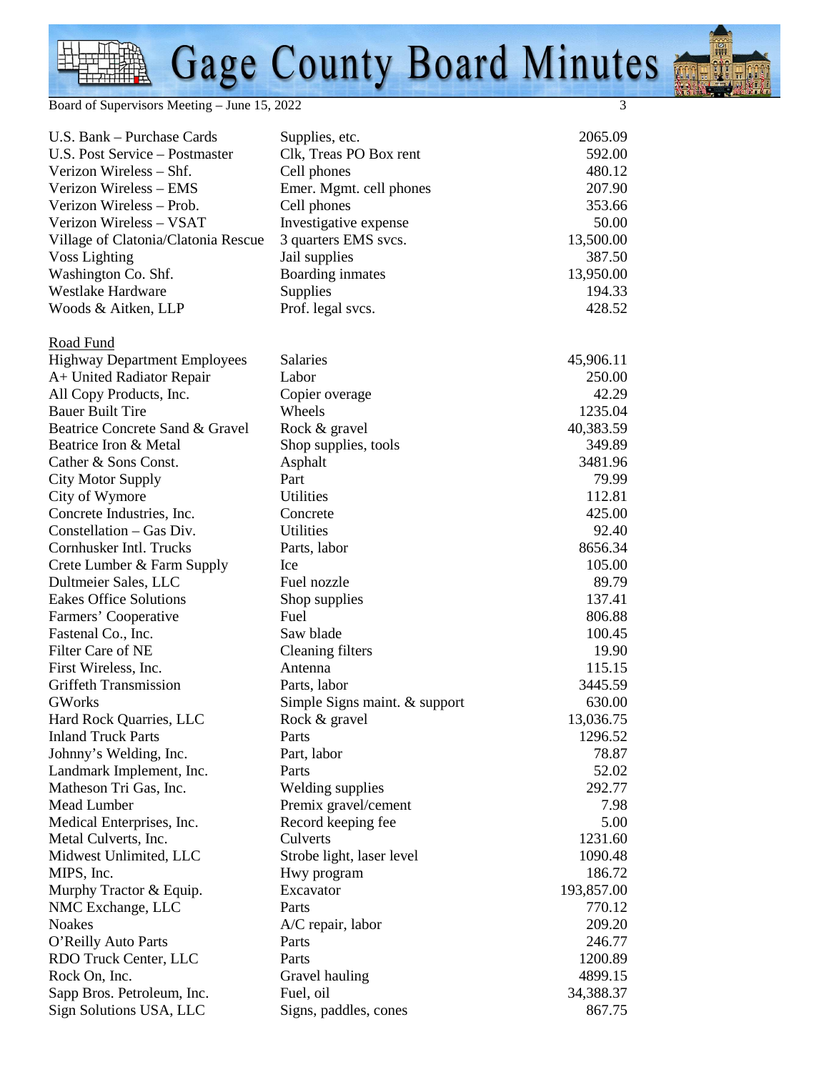| | | |
|---|---|---|
| U.S. Bank – Purchase Cards | Supplies, etc. | 2065.09 |
| U.S. Post Service – Postmaster | Clk, Treas PO Box rent | 592.00 |
| Verizon Wireless – Shf. | Cell phones | 480.12 |
| Verizon Wireless – EMS | Emer. Mgmt. cell phones | 207.90 |
| Verizon Wireless – Prob. | Cell phones | 353.66 |
| Verizon Wireless – VSAT | Investigative expense | 50.00 |
| Village of Clatonia/Clatonia Rescue | 3 quarters EMS svcs. | 13,500.00 |
| Voss Lighting | Jail supplies | 387.50 |
| Washington Co. Shf. | Boarding inmates | 13,950.00 |
| Westlake Hardware | Supplies | 194.33 |
| Woods & Aitken, LLP | Prof. legal svcs. | 428.52 |

<u>Road Fund</u>

| | | |
|---|---|---|
| Highway Department Employees | Salaries | 45,906.11 |
| A+ United Radiator Repair | Labor | 250.00 |
| All Copy Products, Inc. | Copier overage | 42.29 |
| Bauer Built Tire | Wheels | 1235.04 |
| Beatrice Concrete Sand & Gravel | Rock & gravel | 40,383.59 |
| Beatrice Iron & Metal | Shop supplies, tools | 349.89 |
| Cather & Sons Const. | Asphalt | 3481.96 |
| City Motor Supply | Part | 79.99 |
| City of Wymore | Utilities | 112.81 |
| Concrete Industries, Inc. | Concrete | 425.00 |
| Constellation – Gas Div. | Utilities | 92.40 |
| Cornhusker Intl. Trucks | Parts, labor | 8656.34 |
| Crete Lumber & Farm Supply | Ice | 105.00 |
| Dultmeier Sales, LLC | Fuel nozzle | 89.79 |
| Eakes Office Solutions | Shop supplies | 137.41 |
| Farmers' Cooperative | Fuel | 806.88 |
| Fastenal Co., Inc. | Saw blade | 100.45 |
| Filter Care of NE | Cleaning filters | 19.90 |
| First Wireless, Inc. | Antenna | 115.15 |
| Griffeth Transmission | Parts, labor | 3445.59 |
| GWorks | Simple Signs maint. & support | 630.00 |
| Hard Rock Quarries, LLC | Rock & gravel | 13,036.75 |
| Inland Truck Parts | Parts | 1296.52 |
| Johnny's Welding, Inc. | Part, labor | 78.87 |
| Landmark Implement, Inc. | Parts | 52.02 |
| Matheson Tri Gas, Inc. | Welding supplies | 292.77 |
| Mead Lumber | Premix gravel/cement | 7.98 |
| Medical Enterprises, Inc. | Record keeping fee | 5.00 |
| Metal Culverts, Inc. | Culverts | 1231.60 |
| Midwest Unlimited, LLC | Strobe light, laser level | 1090.48 |
| MIPS, Inc. | Hwy program | 186.72 |
| Murphy Tractor & Equip. | Excavator | 193,857.00 |
| NMC Exchange, LLC | Parts | 770.12 |
| Noakes | A/C repair, labor | 209.20 |
| O'Reilly Auto Parts | Parts | 246.77 |
| RDO Truck Center, LLC | Parts | 1200.89 |
| Rock On, Inc. | Gravel hauling | 4899.15 |
| Sapp Bros. Petroleum, Inc. | Fuel, oil | 34,388.37 |
| Sign Solutions USA, LLC | Signs, paddles, cones | 867.75 |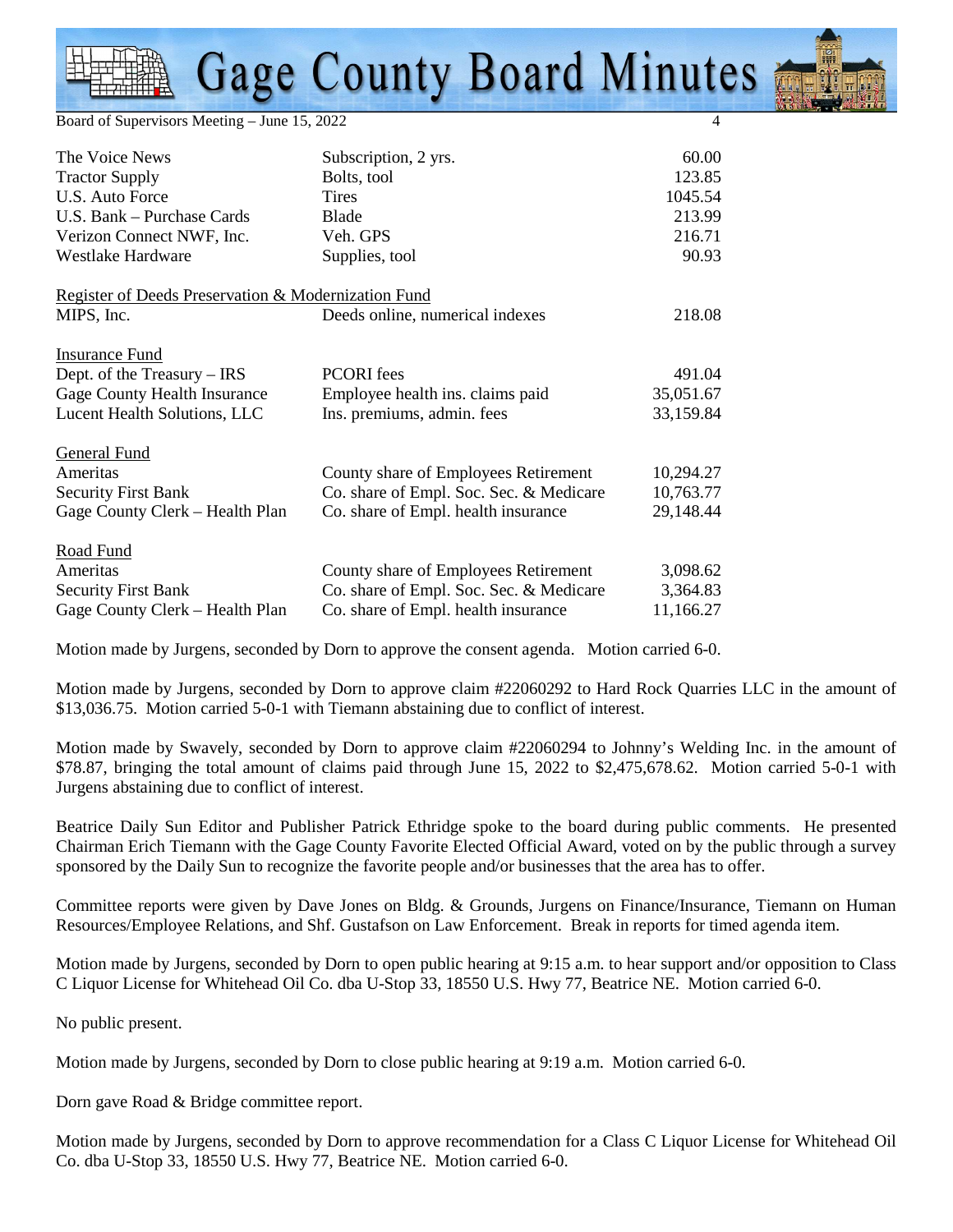| | | |
|---|---|---|
| The Voice News | Subscription, 2 yrs. | 60.00 |
| Tractor Supply | Bolts, tool | 123.85 |
| U.S. Auto Force | Tires | 1045.54 |
| U.S. Bank – Purchase Cards | Blade | 213.99 |
| Verizon Connect NWF, Inc. | Veh. GPS | 216.71 |
| Westlake Hardware | Supplies, tool | 90.93 |

<u>Register of Deeds Preservation & Modernization Fund</u>

| | | |
|---|---|---|
| MIPS, Inc. | Deeds online, numerical indexes | 218.08 |

<u>Insurance Fund</u>

| | | |
|---|---|---|
| Dept. of the Treasury – IRS | PCORI fees | 491.04 |
| Gage County Health Insurance | Employee health ins. claims paid | 35,051.67 |
| Lucent Health Solutions, LLC | Ins. premiums, admin. fees | 33,159.84 |

<u>General Fund</u>

| | | |
|---|---|---|
| Ameritas | County share of Employees Retirement | 10,294.27 |
| Security First Bank | Co. share of Empl. Soc. Sec. & Medicare | 10,763.77 |
| Gage County Clerk – Health Plan | Co. share of Empl. health insurance | 29,148.44 |

<u>Road Fund</u>

| | | |
|---|---|---|
| Ameritas | County share of Employees Retirement | 3,098.62 |
| Security First Bank | Co. share of Empl. Soc. Sec. & Medicare | 3,364.83 |
| Gage County Clerk – Health Plan | Co. share of Empl. health insurance | 11,166.27 |

Motion made by Jurgens, seconded by Dorn to approve the consent agenda. Motion carried 6-0.

Motion made by Jurgens, seconded by Dorn to approve claim #22060292 to Hard Rock Quarries LLC in the amount of $13,036.75. Motion carried 5-0-1 with Tiemann abstaining due to conflict of interest.

Motion made by Swavely, seconded by Dorn to approve claim #22060294 to Johnny's Welding Inc. in the amount of $78.87, bringing the total amount of claims paid through June 15, 2022 to $2,475,678.62. Motion carried 5-0-1 with Jurgens abstaining due to conflict of interest.

Beatrice Daily Sun Editor and Publisher Patrick Ethridge spoke to the board during public comments. He presented Chairman Erich Tiemann with the Gage County Favorite Elected Official Award, voted on by the public through a survey sponsored by the Daily Sun to recognize the favorite people and/or businesses that the area has to offer.

Committee reports were given by Dave Jones on Bldg. & Grounds, Jurgens on Finance/Insurance, Tiemann on Human Resources/Employee Relations, and Shf. Gustafson on Law Enforcement. Break in reports for timed agenda item.

Motion made by Jurgens, seconded by Dorn to open public hearing at 9:15 a.m. to hear support and/or opposition to Class C Liquor License for Whitehead Oil Co. dba U-Stop 33, 18550 U.S. Hwy 77, Beatrice NE. Motion carried 6-0.

No public present.

Motion made by Jurgens, seconded by Dorn to close public hearing at 9:19 a.m. Motion carried 6-0.

Dorn gave Road & Bridge committee report.

Motion made by Jurgens, seconded by Dorn to approve recommendation for a Class C Liquor License for Whitehead Oil Co. dba U-Stop 33, 18550 U.S. Hwy 77, Beatrice NE. Motion carried 6-0.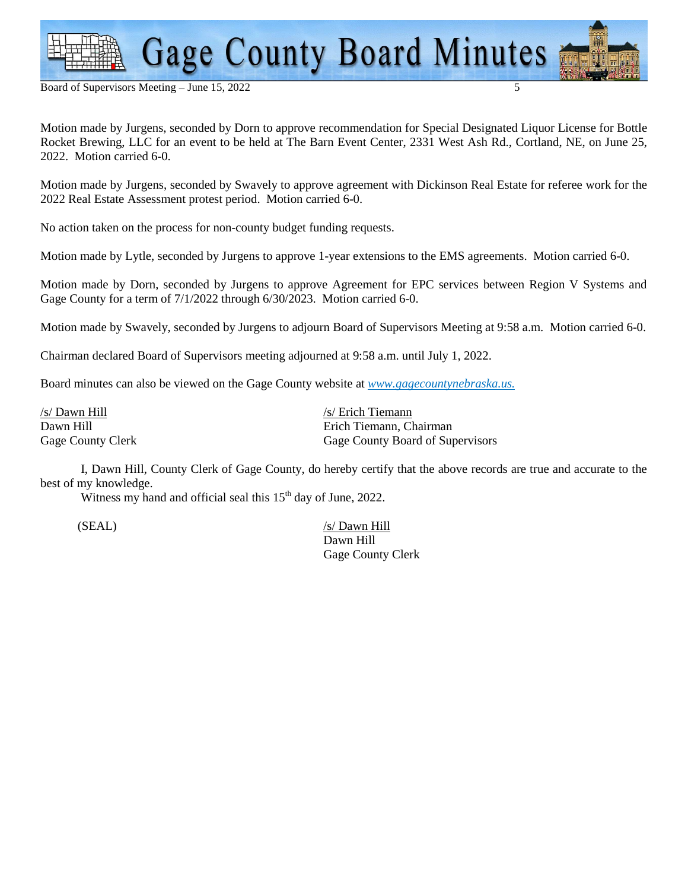Motion made by Jurgens, seconded by Dorn to approve recommendation for Special Designated Liquor License for Bottle Rocket Brewing, LLC for an event to be held at The Barn Event Center, 2331 West Ash Rd., Cortland, NE, on June 25, 2022. Motion carried 6-0.

Motion made by Jurgens, seconded by Swavely to approve agreement with Dickinson Real Estate for referee work for the 2022 Real Estate Assessment protest period. Motion carried 6-0.

No action taken on the process for non-county budget funding requests.

Motion made by Lytle, seconded by Jurgens to approve 1-year extensions to the EMS agreements. Motion carried 6-0.

Motion made by Dorn, seconded by Jurgens to approve Agreement for EPC services between Region V Systems and Gage County for a term of 7/1/2022 through 6/30/2023. Motion carried 6-0.

Motion made by Swavely, seconded by Jurgens to adjourn Board of Supervisors Meeting at 9:58 a.m. Motion carried 6-0.

Chairman declared Board of Supervisors meeting adjourned at 9:58 a.m. until July 1, 2022.

Board minutes can also be viewed on the Gage County website at *www.gagecountynebraska.us.*

/s/ Dawn Hill
Dawn Hill
Gage County Clerk

/s/ Erich Tiemann
Erich Tiemann, Chairman
Gage County Board of Supervisors

I, Dawn Hill, County Clerk of Gage County, do hereby certify that the above records are true and accurate to the best of my knowledge.

Witness my hand and official seal this 15th day of June, 2022.

(SEAL)

/s/ Dawn Hill
Dawn Hill
Gage County Clerk